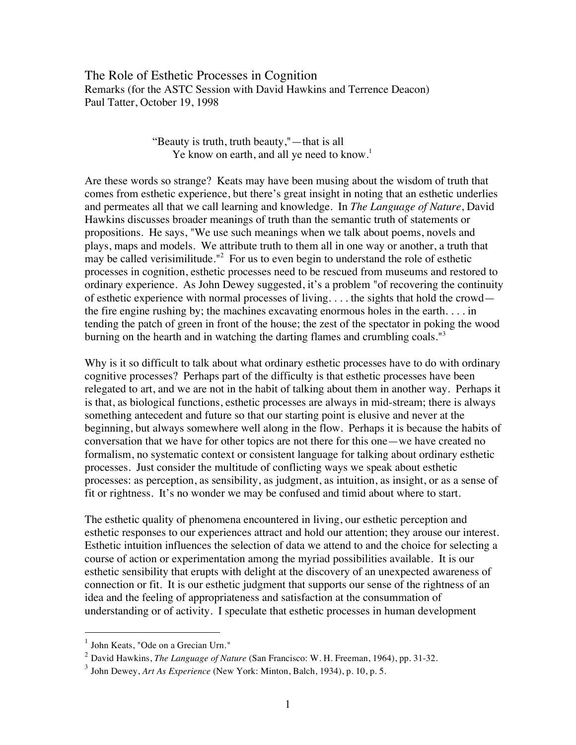# The Role of Esthetic Processes in Cognition

Remarks (for the ASTC Session with David Hawkins and Terrence Deacon)
Paul Tatter, October 19, 1998

> "Beauty is truth, truth beauty,"—that is all
> Ye know on earth, and all ye need to know.[1]

Are these words so strange? Keats may have been musing about the wisdom of truth that comes from esthetic experience, but there's great insight in noting that an esthetic underlies and permeates all that we call learning and knowledge. In *The Language of Nature*, David Hawkins discusses broader meanings of truth than the semantic truth of statements or propositions. He says, "We use such meanings when we talk about poems, novels and plays, maps and models. We attribute truth to them all in one way or another, a truth that may be called verisimilitude."[2] For us to even begin to understand the role of esthetic processes in cognition, esthetic processes need to be rescued from museums and restored to ordinary experience. As John Dewey suggested, it's a problem "of recovering the continuity of esthetic experience with normal processes of living. . . . the sights that hold the crowd—the fire engine rushing by; the machines excavating enormous holes in the earth. . . . in tending the patch of green in front of the house; the zest of the spectator in poking the wood burning on the hearth and in watching the darting flames and crumbling coals."[3]

Why is it so difficult to talk about what ordinary esthetic processes have to do with ordinary cognitive processes? Perhaps part of the difficulty is that esthetic processes have been relegated to art, and we are not in the habit of talking about them in another way. Perhaps it is that, as biological functions, esthetic processes are always in mid-stream; there is always something antecedent and future so that our starting point is elusive and never at the beginning, but always somewhere well along in the flow. Perhaps it is because the habits of conversation that we have for other topics are not there for this one—we have created no formalism, no systematic context or consistent language for talking about ordinary esthetic processes. Just consider the multitude of conflicting ways we speak about esthetic processes: as perception, as sensibility, as judgment, as intuition, as insight, or as a sense of fit or rightness. It's no wonder we may be confused and timid about where to start.

The esthetic quality of phenomena encountered in living, our esthetic perception and esthetic responses to our experiences attract and hold our attention; they arouse our interest. Esthetic intuition influences the selection of data we attend to and the choice for selecting a course of action or experimentation among the myriad possibilities available. It is our esthetic sensibility that erupts with delight at the discovery of an unexpected awareness of connection or fit. It is our esthetic judgment that supports our sense of the rightness of an idea and the feeling of appropriateness and satisfaction at the consummation of understanding or of activity. I speculate that esthetic processes in human development

---

[1] John Keats, "Ode on a Grecian Urn."

[2] David Hawkins, *The Language of Nature* (San Francisco: W. H. Freeman, 1964), pp. 31-32.

[3] John Dewey, *Art As Experience* (New York: Minton, Balch, 1934), p. 10, p. 5.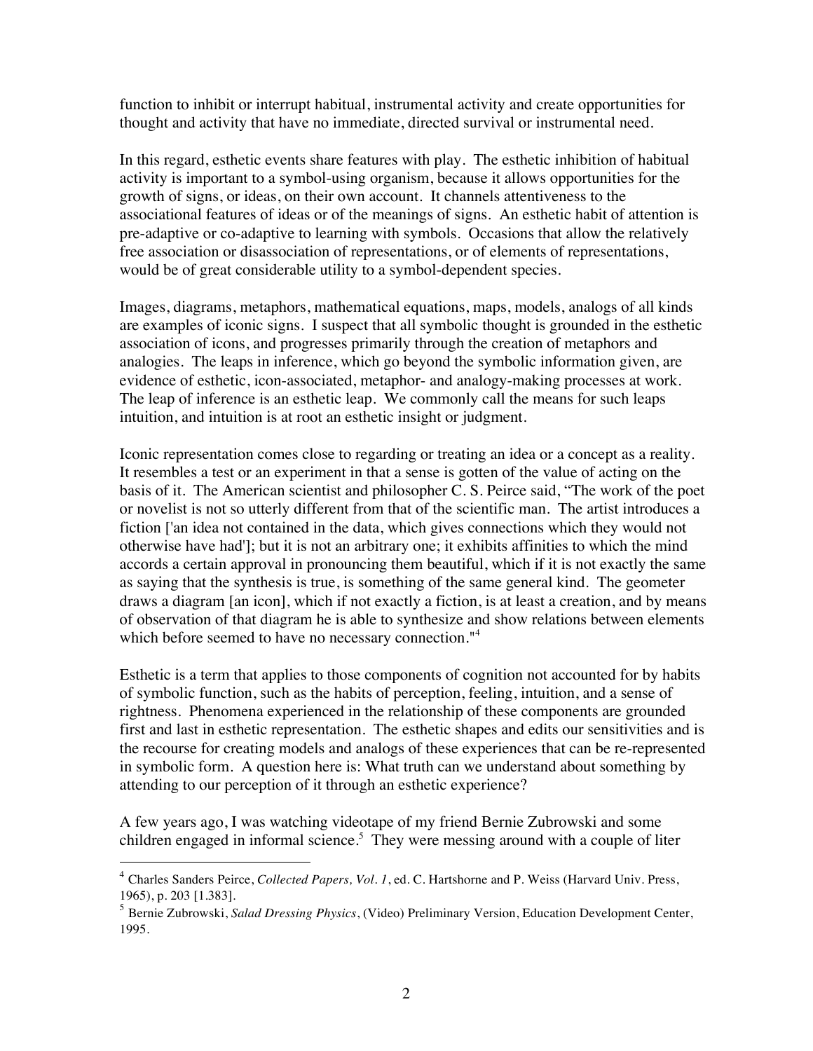function to inhibit or interrupt habitual, instrumental activity and create opportunities for thought and activity that have no immediate, directed survival or instrumental need.

In this regard, esthetic events share features with play. The esthetic inhibition of habitual activity is important to a symbol-using organism, because it allows opportunities for the growth of signs, or ideas, on their own account. It channels attentiveness to the associational features of ideas or of the meanings of signs. An esthetic habit of attention is pre-adaptive or co-adaptive to learning with symbols. Occasions that allow the relatively free association or disassociation of representations, or of elements of representations, would be of great considerable utility to a symbol-dependent species.

Images, diagrams, metaphors, mathematical equations, maps, models, analogs of all kinds are examples of iconic signs. I suspect that all symbolic thought is grounded in the esthetic association of icons, and progresses primarily through the creation of metaphors and analogies. The leaps in inference, which go beyond the symbolic information given, are evidence of esthetic, icon-associated, metaphor- and analogy-making processes at work. The leap of inference is an esthetic leap. We commonly call the means for such leaps intuition, and intuition is at root an esthetic insight or judgment.

Iconic representation comes close to regarding or treating an idea or a concept as a reality. It resembles a test or an experiment in that a sense is gotten of the value of acting on the basis of it. The American scientist and philosopher C. S. Peirce said, "The work of the poet or novelist is not so utterly different from that of the scientific man. The artist introduces a fiction ['an idea not contained in the data, which gives connections which they would not otherwise have had']; but it is not an arbitrary one; it exhibits affinities to which the mind accords a certain approval in pronouncing them beautiful, which if it is not exactly the same as saying that the synthesis is true, is something of the same general kind. The geometer draws a diagram [an icon], which if not exactly a fiction, is at least a creation, and by means of observation of that diagram he is able to synthesize and show relations between elements which before seemed to have no necessary connection."[4]

Esthetic is a term that applies to those components of cognition not accounted for by habits of symbolic function, such as the habits of perception, feeling, intuition, and a sense of rightness. Phenomena experienced in the relationship of these components are grounded first and last in esthetic representation. The esthetic shapes and edits our sensitivities and is the recourse for creating models and analogs of these experiences that can be re-represented in symbolic form. A question here is: What truth can we understand about something by attending to our perception of it through an esthetic experience?

A few years ago, I was watching videotape of my friend Bernie Zubrowski and some children engaged in informal science.[5] They were messing around with a couple of liter

---

[4] Charles Sanders Peirce, *Collected Papers, Vol. 1*, ed. C. Hartshorne and P. Weiss (Harvard Univ. Press, 1965), p. 203 [1.383].

[5] Bernie Zubrowski, *Salad Dressing Physics*, (Video) Preliminary Version, Education Development Center, 1995.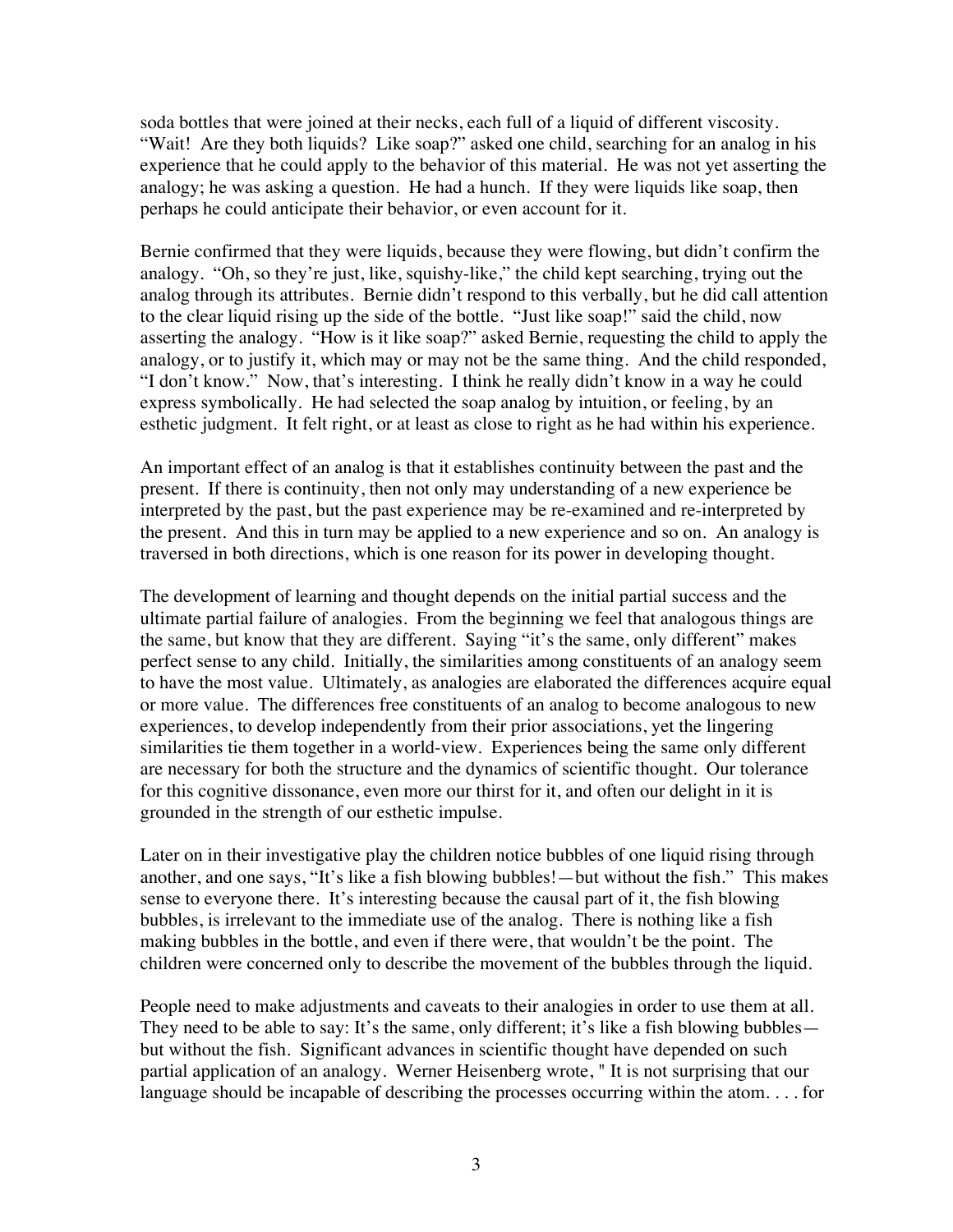soda bottles that were joined at their necks, each full of a liquid of different viscosity. "Wait! Are they both liquids? Like soap?" asked one child, searching for an analog in his experience that he could apply to the behavior of this material. He was not yet asserting the analogy; he was asking a question. He had a hunch. If they were liquids like soap, then perhaps he could anticipate their behavior, or even account for it.

Bernie confirmed that they were liquids, because they were flowing, but didn't confirm the analogy. "Oh, so they're just, like, squishy-like," the child kept searching, trying out the analog through its attributes. Bernie didn't respond to this verbally, but he did call attention to the clear liquid rising up the side of the bottle. "Just like soap!" said the child, now asserting the analogy. "How is it like soap?" asked Bernie, requesting the child to apply the analogy, or to justify it, which may or may not be the same thing. And the child responded, "I don't know." Now, that's interesting. I think he really didn't know in a way he could express symbolically. He had selected the soap analog by intuition, or feeling, by an esthetic judgment. It felt right, or at least as close to right as he had within his experience.

An important effect of an analog is that it establishes continuity between the past and the present. If there is continuity, then not only may understanding of a new experience be interpreted by the past, but the past experience may be re-examined and re-interpreted by the present. And this in turn may be applied to a new experience and so on. An analogy is traversed in both directions, which is one reason for its power in developing thought.

The development of learning and thought depends on the initial partial success and the ultimate partial failure of analogies. From the beginning we feel that analogous things are the same, but know that they are different. Saying "it's the same, only different" makes perfect sense to any child. Initially, the similarities among constituents of an analogy seem to have the most value. Ultimately, as analogies are elaborated the differences acquire equal or more value. The differences free constituents of an analog to become analogous to new experiences, to develop independently from their prior associations, yet the lingering similarities tie them together in a world-view. Experiences being the same only different are necessary for both the structure and the dynamics of scientific thought. Our tolerance for this cognitive dissonance, even more our thirst for it, and often our delight in it is grounded in the strength of our esthetic impulse.

Later on in their investigative play the children notice bubbles of one liquid rising through another, and one says, "It's like a fish blowing bubbles!—but without the fish." This makes sense to everyone there. It's interesting because the causal part of it, the fish blowing bubbles, is irrelevant to the immediate use of the analog. There is nothing like a fish making bubbles in the bottle, and even if there were, that wouldn't be the point. The children were concerned only to describe the movement of the bubbles through the liquid.

People need to make adjustments and caveats to their analogies in order to use them at all. They need to be able to say: It's the same, only different; it's like a fish blowing bubbles—but without the fish. Significant advances in scientific thought have depended on such partial application of an analogy. Werner Heisenberg wrote, " It is not surprising that our language should be incapable of describing the processes occurring within the atom. . . . for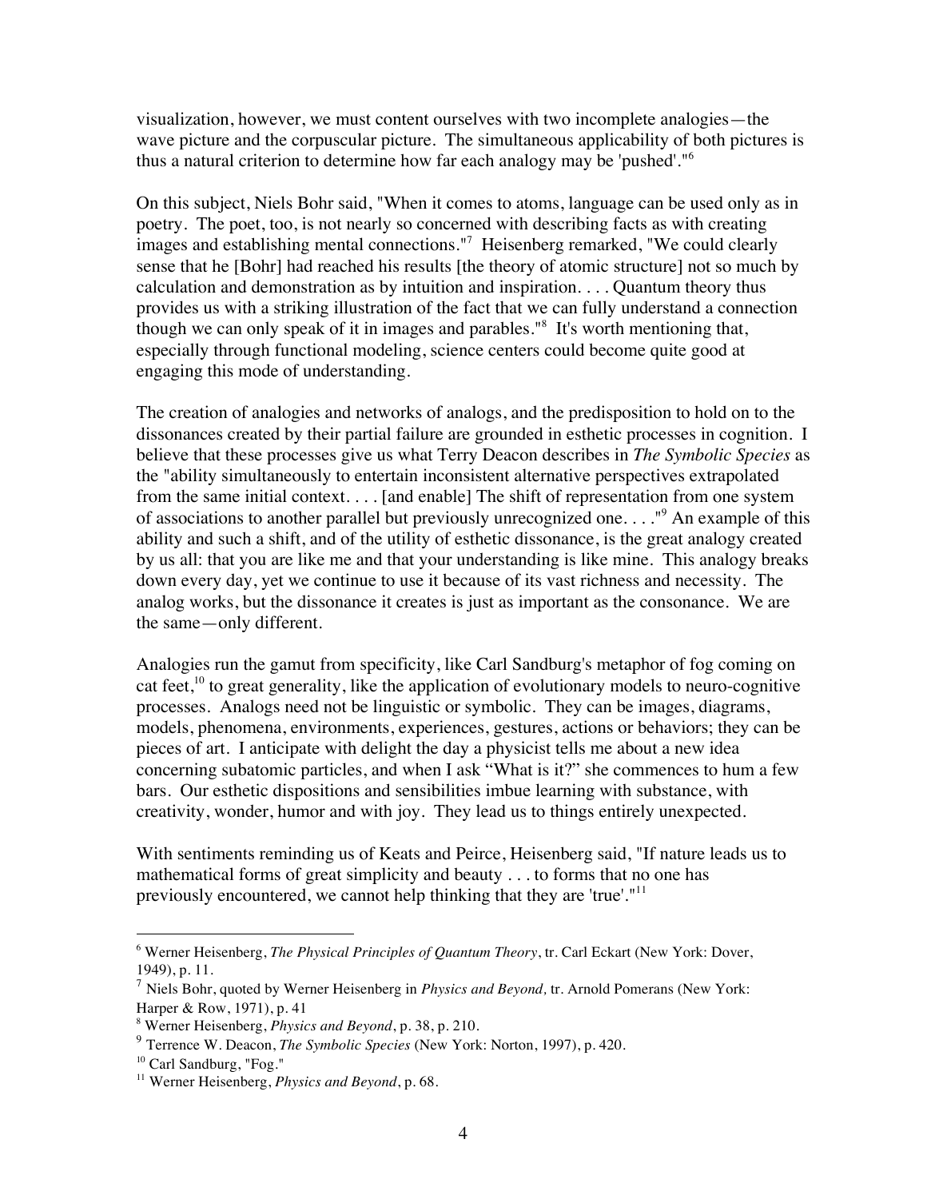visualization, however, we must content ourselves with two incomplete analogies—the wave picture and the corpuscular picture. The simultaneous applicability of both pictures is thus a natural criterion to determine how far each analogy may be 'pushed'."[6]

On this subject, Niels Bohr said, "When it comes to atoms, language can be used only as in poetry. The poet, too, is not nearly so concerned with describing facts as with creating images and establishing mental connections."[7] Heisenberg remarked, "We could clearly sense that he [Bohr] had reached his results [the theory of atomic structure] not so much by calculation and demonstration as by intuition and inspiration. . . . Quantum theory thus provides us with a striking illustration of the fact that we can fully understand a connection though we can only speak of it in images and parables."[8] It's worth mentioning that, especially through functional modeling, science centers could become quite good at engaging this mode of understanding.

The creation of analogies and networks of analogs, and the predisposition to hold on to the dissonances created by their partial failure are grounded in esthetic processes in cognition. I believe that these processes give us what Terry Deacon describes in *The Symbolic Species* as the "ability simultaneously to entertain inconsistent alternative perspectives extrapolated from the same initial context. . . . [and enable] The shift of representation from one system of associations to another parallel but previously unrecognized one. . . ."[9] An example of this ability and such a shift, and of the utility of esthetic dissonance, is the great analogy created by us all: that you are like me and that your understanding is like mine. This analogy breaks down every day, yet we continue to use it because of its vast richness and necessity. The analog works, but the dissonance it creates is just as important as the consonance. We are the same—only different.

Analogies run the gamut from specificity, like Carl Sandburg's metaphor of fog coming on cat feet,[10] to great generality, like the application of evolutionary models to neuro-cognitive processes. Analogs need not be linguistic or symbolic. They can be images, diagrams, models, phenomena, environments, experiences, gestures, actions or behaviors; they can be pieces of art. I anticipate with delight the day a physicist tells me about a new idea concerning subatomic particles, and when I ask "What is it?" she commences to hum a few bars. Our esthetic dispositions and sensibilities imbue learning with substance, with creativity, wonder, humor and with joy. They lead us to things entirely unexpected.

With sentiments reminding us of Keats and Peirce, Heisenberg said, "If nature leads us to mathematical forms of great simplicity and beauty . . . to forms that no one has previously encountered, we cannot help thinking that they are 'true'."[11]

---

[6] Werner Heisenberg, *The Physical Principles of Quantum Theory*, tr. Carl Eckart (New York: Dover, 1949), p. 11.

[7] Niels Bohr, quoted by Werner Heisenberg in *Physics and Beyond,* tr. Arnold Pomerans (New York: Harper & Row, 1971), p. 41

[8] Werner Heisenberg, *Physics and Beyond*, p. 38, p. 210.

[9] Terrence W. Deacon, *The Symbolic Species* (New York: Norton, 1997), p. 420.

[10] Carl Sandburg, "Fog."

[11] Werner Heisenberg, *Physics and Beyond*, p. 68.